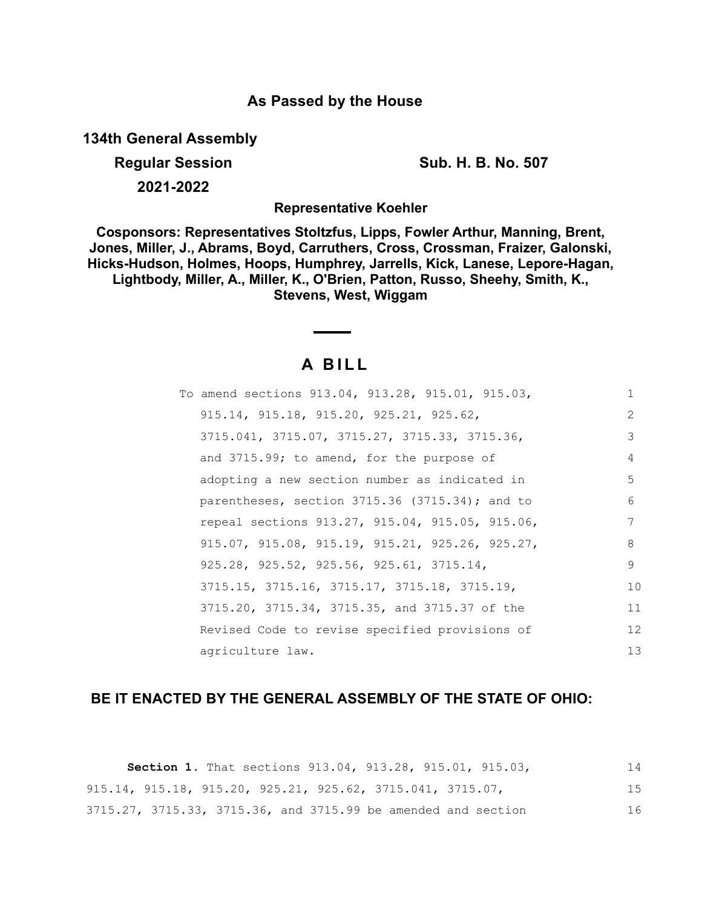**As Passed by the House**

**134th General Assembly**

**Regular Session**

**2021-2022**

**Sub. H. B. No. 507**

**Representative Koehler**

**Cosponsors: Representatives Stoltzfus, Lipps, Fowler Arthur, Manning, Brent, Jones, Miller, J., Abrams, Boyd, Carruthers, Cross, Crossman, Fraizer, Galonski, Hicks-Hudson, Holmes, Hoops, Humphrey, Jarrells, Kick, Lanese, Lepore-Hagan, Lightbody, Miller, A., Miller, K., O'Brien, Patton, Russo, Sheehy, Smith, K., Stevens, West, Wiggam**

---

# A BILL

To amend sections 913.04, 913.28, 915.01, 915.03, 915.14, 915.18, 915.20, 925.21, 925.62, 3715.041, 3715.07, 3715.27, 3715.33, 3715.36, and 3715.99; to amend, for the purpose of adopting a new section number as indicated in parentheses, section 3715.36 (3715.34); and to repeal sections 913.27, 915.04, 915.05, 915.06, 915.07, 915.08, 915.19, 915.21, 925.26, 925.27, 925.28, 925.52, 925.56, 925.61, 3715.14, 3715.15, 3715.16, 3715.17, 3715.18, 3715.19, 3715.20, 3715.34, 3715.35, and 3715.37 of the Revised Code to revise specified provisions of agriculture law.

**BE IT ENACTED BY THE GENERAL ASSEMBLY OF THE STATE OF OHIO:**

**Section 1.** That sections 913.04, 913.28, 915.01, 915.03, 915.14, 915.18, 915.20, 925.21, 925.62, 3715.041, 3715.07, 3715.27, 3715.33, 3715.36, and 3715.99 be amended and section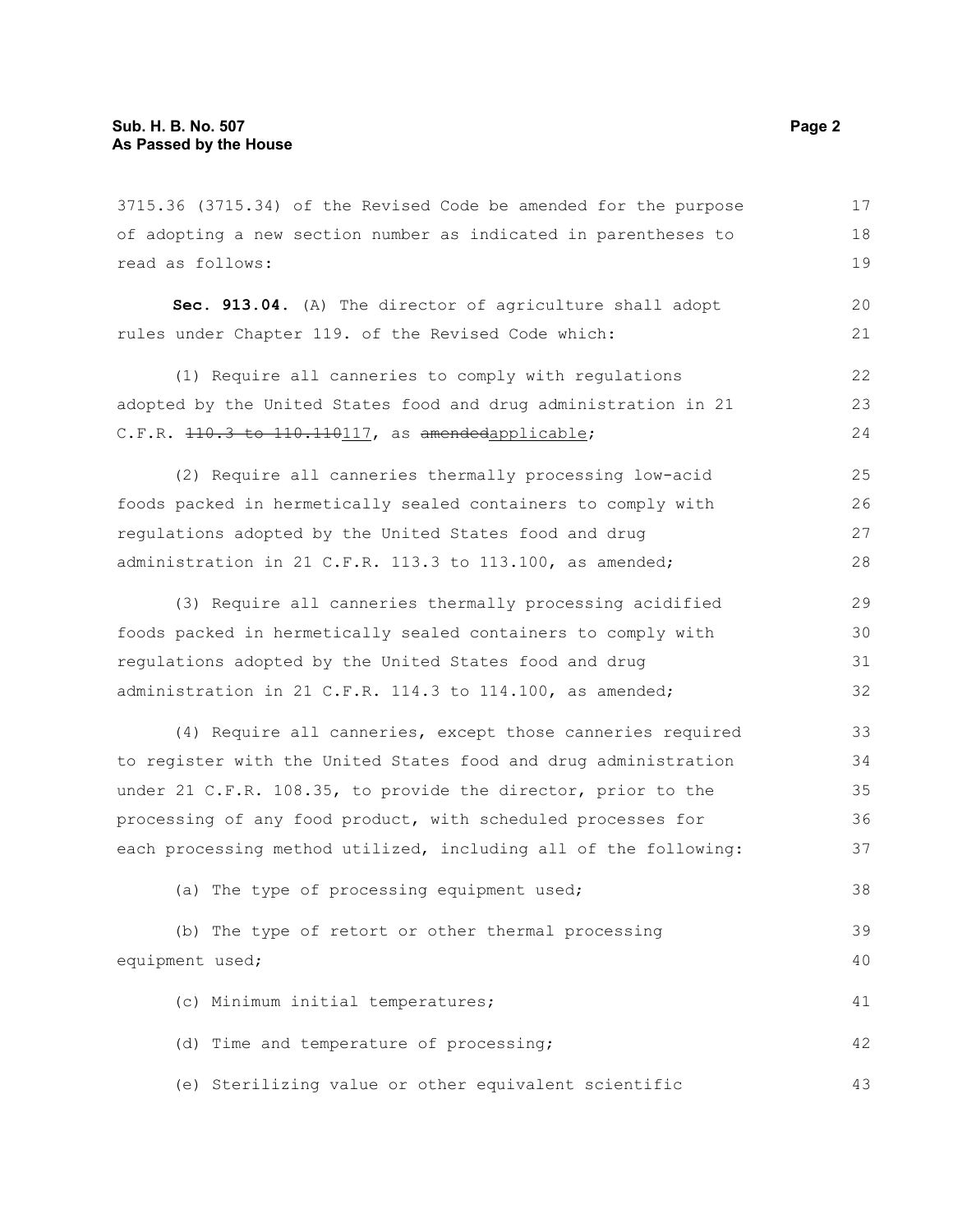3715.36 (3715.34) of the Revised Code be amended for the purpose of adopting a new section number as indicated in parentheses to read as follows:

**Sec. 913.04.** (A) The director of agriculture shall adopt rules under Chapter 119. of the Revised Code which:

(1) Require all canneries to comply with regulations adopted by the United States food and drug administration in 21 C.F.R. ~~110.3 to 110.110~~117, as ~~amended~~applicable;

(2) Require all canneries thermally processing low-acid foods packed in hermetically sealed containers to comply with regulations adopted by the United States food and drug administration in 21 C.F.R. 113.3 to 113.100, as amended;

(3) Require all canneries thermally processing acidified foods packed in hermetically sealed containers to comply with regulations adopted by the United States food and drug administration in 21 C.F.R. 114.3 to 114.100, as amended;

(4) Require all canneries, except those canneries required to register with the United States food and drug administration under 21 C.F.R. 108.35, to provide the director, prior to the processing of any food product, with scheduled processes for each processing method utilized, including all of the following:

(a) The type of processing equipment used;

(b) The type of retort or other thermal processing equipment used;

(c) Minimum initial temperatures;

(d) Time and temperature of processing;

(e) Sterilizing value or other equivalent scientific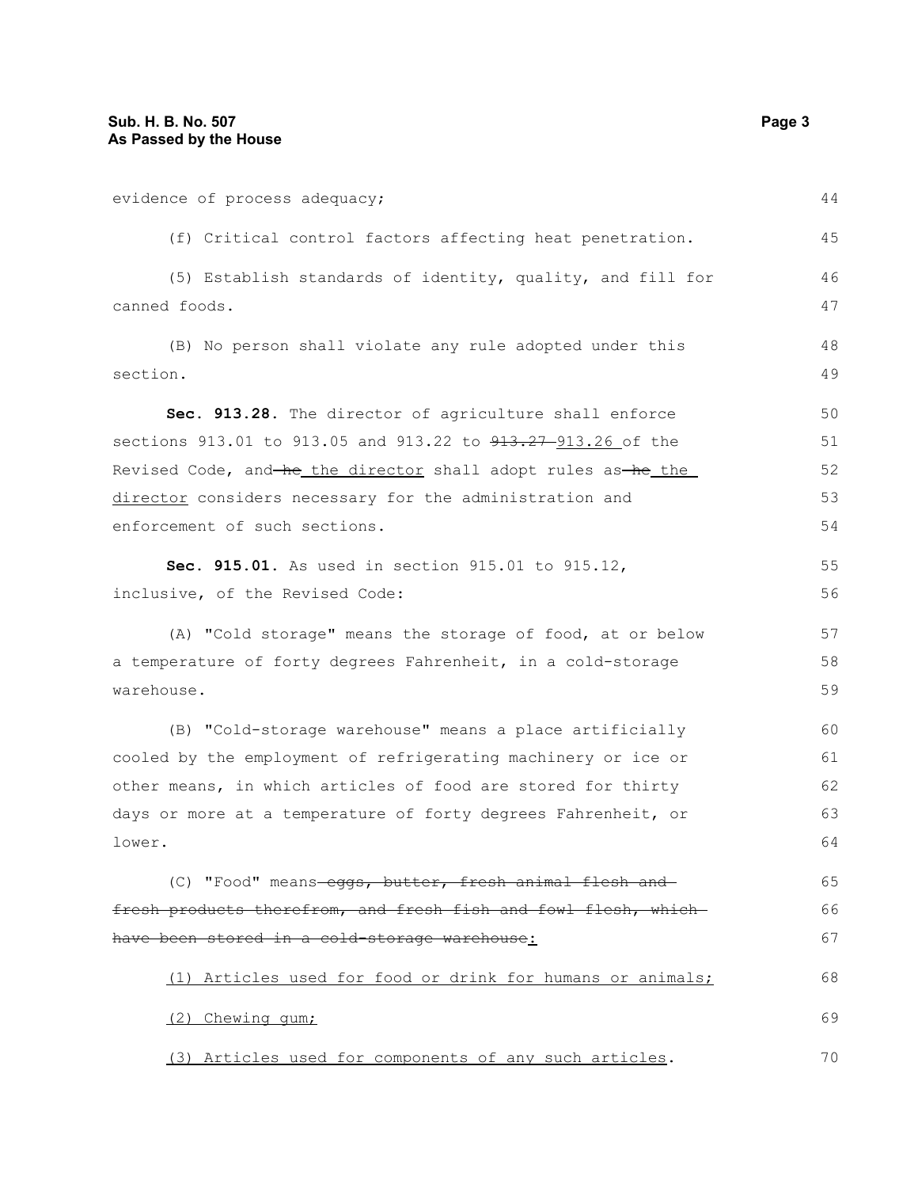evidence of process adequacy;

(f) Critical control factors affecting heat penetration.

(5) Establish standards of identity, quality, and fill for canned foods.

(B) No person shall violate any rule adopted under this section.

**Sec. 913.28.** The director of agriculture shall enforce sections 913.01 to 913.05 and 913.22 to ~~913.27~~ 913.26 of the Revised Code, and ~~he~~ the director shall adopt rules as ~~he~~ the director considers necessary for the administration and enforcement of such sections.

**Sec. 915.01.** As used in section 915.01 to 915.12, inclusive, of the Revised Code:

(A) "Cold storage" means the storage of food, at or below a temperature of forty degrees Fahrenheit, in a cold-storage warehouse.

(B) "Cold-storage warehouse" means a place artificially cooled by the employment of refrigerating machinery or ice or other means, in which articles of food are stored for thirty days or more at a temperature of forty degrees Fahrenheit, or lower.

(C) "Food" means ~~eggs, butter, fresh animal flesh and fresh products therefrom, and fresh fish and fowl flesh, which have been stored in a cold-storage warehouse~~:

(1) Articles used for food or drink for humans or animals;

(2) Chewing gum;

(3) Articles used for components of any such articles.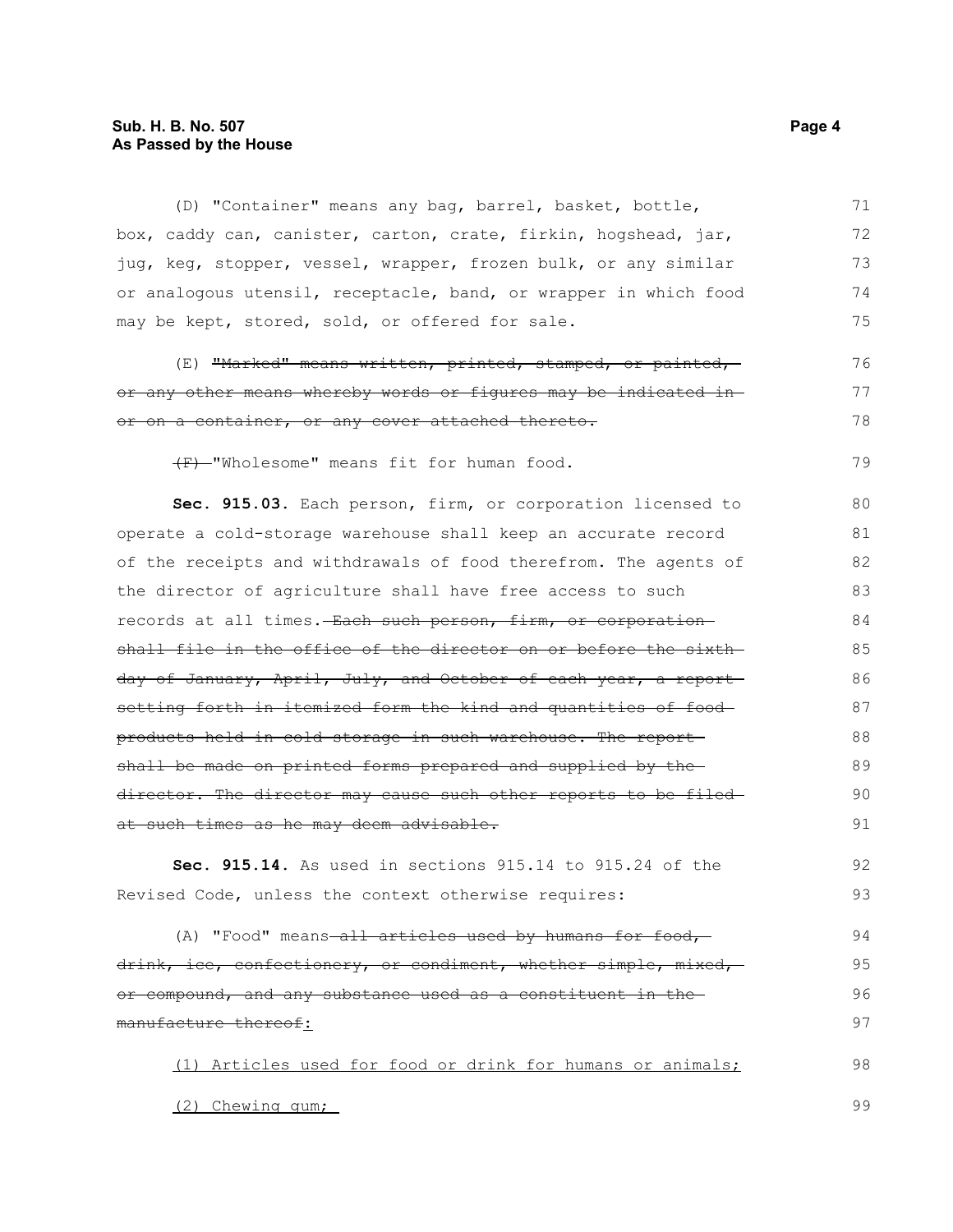(D) "Container" means any bag, barrel, basket, bottle, box, caddy can, canister, carton, crate, firkin, hogshead, jar, jug, keg, stopper, vessel, wrapper, frozen bulk, or any similar or analogous utensil, receptacle, band, or wrapper in which food may be kept, stored, sold, or offered for sale.

(E) ~~"Marked" means written, printed, stamped, or painted, or any other means whereby words or figures may be indicated in or on a container, or any cover attached thereto.~~

~~(F)~~ "Wholesome" means fit for human food.

**Sec. 915.03.** Each person, firm, or corporation licensed to operate a cold-storage warehouse shall keep an accurate record of the receipts and withdrawals of food therefrom. The agents of the director of agriculture shall have free access to such records at all times. ~~Each such person, firm, or corporation shall file in the office of the director on or before the sixth day of January, April, July, and October of each year, a report setting forth in itemized form the kind and quantities of food products held in cold storage in such warehouse. The report shall be made on printed forms prepared and supplied by the director. The director may cause such other reports to be filed at such times as he may deem advisable.~~

**Sec. 915.14.** As used in sections 915.14 to 915.24 of the Revised Code, unless the context otherwise requires:

(A) "Food" means ~~all articles used by humans for food, drink, ice, confectionery, or condiment, whether simple, mixed, or compound, and any substance used as a constituent in the manufacture thereof~~<u>:</u>

<u>(1) Articles used for food or drink for humans or animals;</u>

<u>(2) Chewing gum;</u>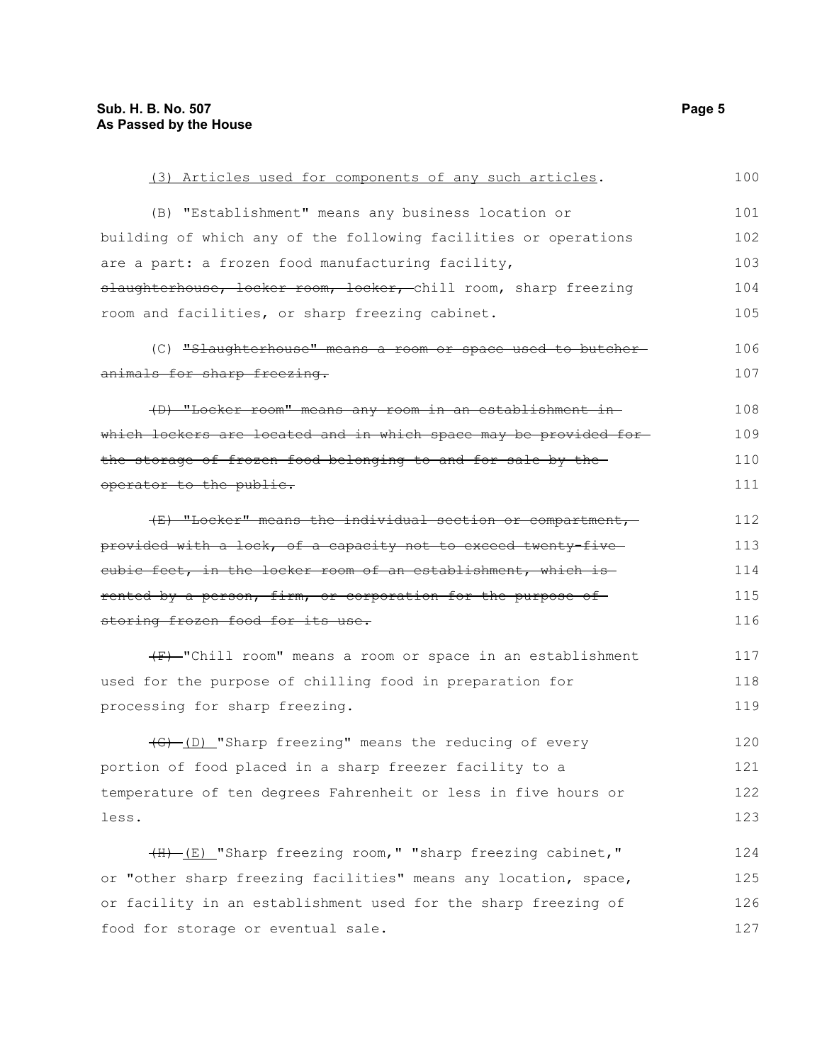(3) Articles used for components of any such articles.

(B) "Establishment" means any business location or building of which any of the following facilities or operations are a part: a frozen food manufacturing facility, ~~slaughterhouse, locker room, locker,~~ chill room, sharp freezing room and facilities, or sharp freezing cabinet.

(C) ~~"Slaughterhouse" means a room or space used to butcher animals for sharp freezing.~~

~~(D) "Locker room" means any room in an establishment in which lockers are located and in which space may be provided for the storage of frozen food belonging to and for sale by the operator to the public.~~

~~(E) "Locker" means the individual section or compartment, provided with a lock, of a capacity not to exceed twenty-five cubic feet, in the locker room of an establishment, which is rented by a person, firm, or corporation for the purpose of storing frozen food for its use.~~

~~(F)~~ "Chill room" means a room or space in an establishment used for the purpose of chilling food in preparation for processing for sharp freezing.

~~(G)~~ (D) "Sharp freezing" means the reducing of every portion of food placed in a sharp freezer facility to a temperature of ten degrees Fahrenheit or less in five hours or less.

~~(H)~~ (E) "Sharp freezing room," "sharp freezing cabinet," or "other sharp freezing facilities" means any location, space, or facility in an establishment used for the sharp freezing of food for storage or eventual sale.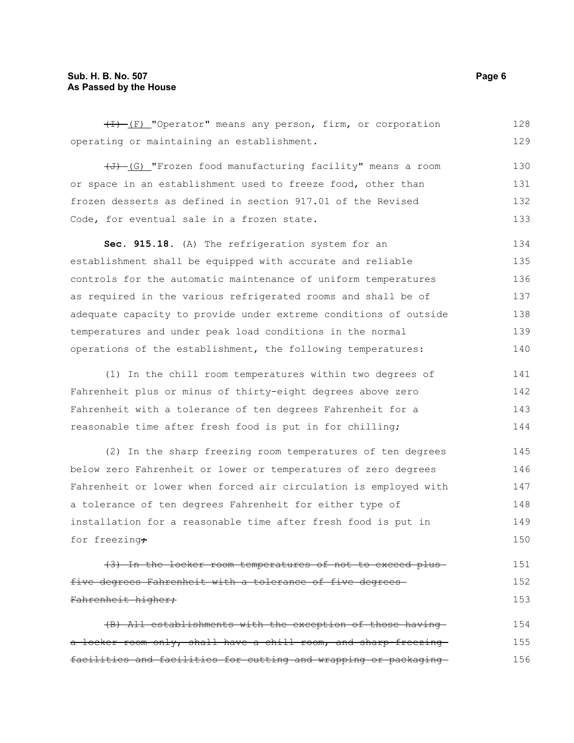~~(I)~~ (F) "Operator" means any person, firm, or corporation operating or maintaining an establishment.

~~(J)~~ (G) "Frozen food manufacturing facility" means a room or space in an establishment used to freeze food, other than frozen desserts as defined in section 917.01 of the Revised Code, for eventual sale in a frozen state.

**Sec. 915.18.** (A) The refrigeration system for an establishment shall be equipped with accurate and reliable controls for the automatic maintenance of uniform temperatures as required in the various refrigerated rooms and shall be of adequate capacity to provide under extreme conditions of outside temperatures and under peak load conditions in the normal operations of the establishment, the following temperatures:

(1) In the chill room temperatures within two degrees of Fahrenheit plus or minus of thirty-eight degrees above zero Fahrenheit with a tolerance of ten degrees Fahrenheit for a reasonable time after fresh food is put in for chilling;

(2) In the sharp freezing room temperatures of ten degrees below zero Fahrenheit or lower or temperatures of zero degrees Fahrenheit or lower when forced air circulation is employed with a tolerance of ten degrees Fahrenheit for either type of installation for a reasonable time after fresh food is put in for freezing~~;~~

~~(3) In the locker room temperatures of not to exceed plus five degrees Fahrenheit with a tolerance of five degrees Fahrenheit higher;~~

~~(B) All establishments with the exception of those having a locker room only, shall have a chill room, and sharp freezing facilities and facilities for cutting and wrapping or packaging~~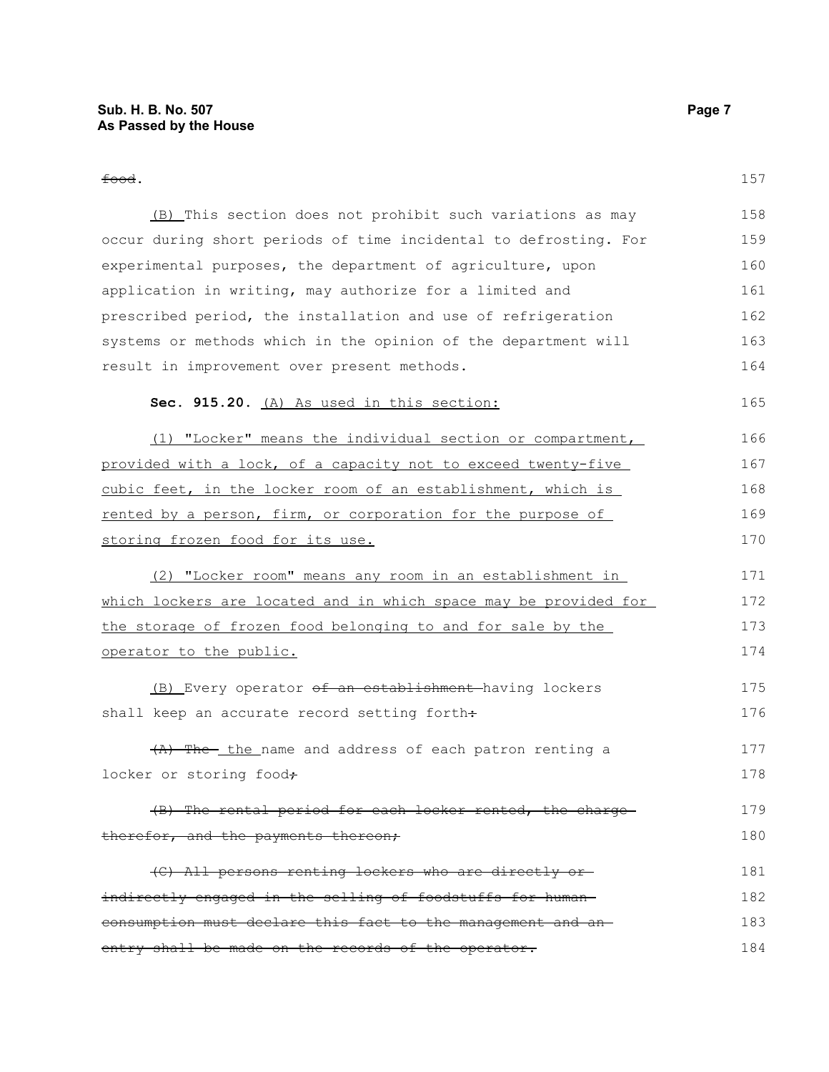~~food~~.

(B) This section does not prohibit such variations as may occur during short periods of time incidental to defrosting. For experimental purposes, the department of agriculture, upon application in writing, may authorize for a limited and prescribed period, the installation and use of refrigeration systems or methods which in the opinion of the department will result in improvement over present methods.

**Sec. 915.20.** (A) As used in this section:

(1) "Locker" means the individual section or compartment, provided with a lock, of a capacity not to exceed twenty-five cubic feet, in the locker room of an establishment, which is rented by a person, firm, or corporation for the purpose of storing frozen food for its use.

(2) "Locker room" means any room in an establishment in which lockers are located and in which space may be provided for the storage of frozen food belonging to and for sale by the operator to the public.

(B) Every operator ~~of an establishment~~ having lockers shall keep an accurate record setting forth~~:~~

~~(A) The~~ the name and address of each patron renting a locker or storing food~~;~~

~~(B) The rental period for each locker rented, the charge therefor, and the payments thereon;~~

~~(C) All persons renting lockers who are directly or indirectly engaged in the selling of foodstuffs for human consumption must declare this fact to the management and an entry shall be made on the records of the operator.~~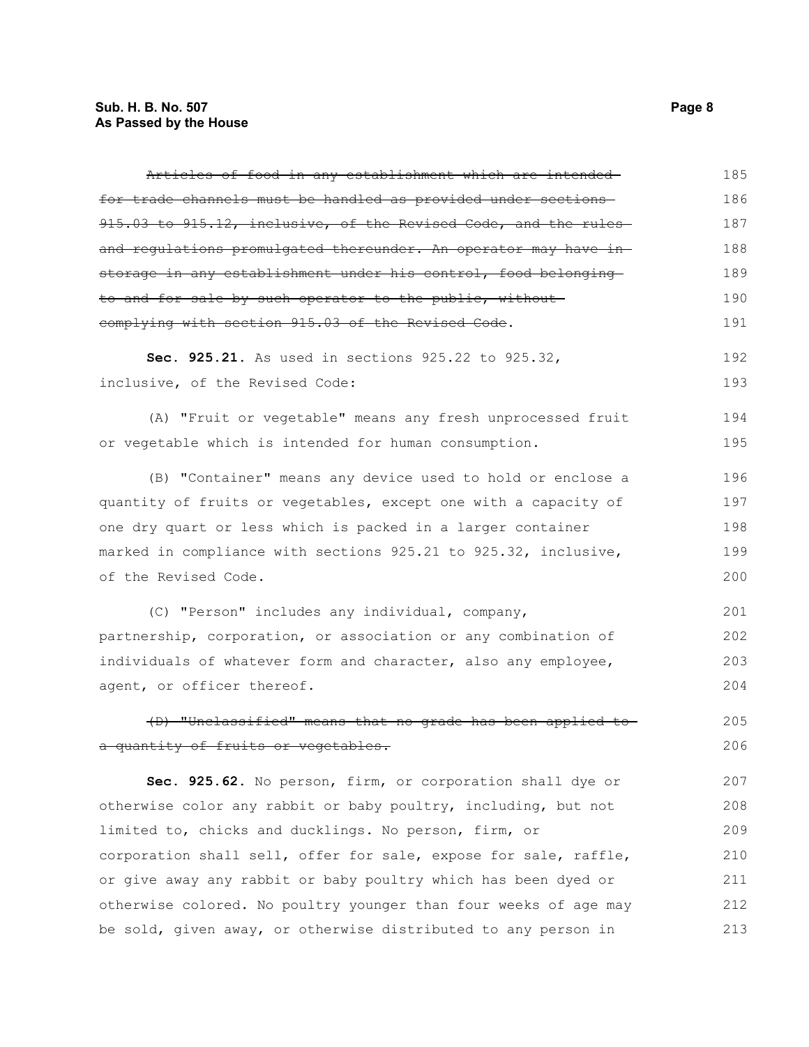~~Articles of food in any establishment which are intended for trade channels must be handled as provided under sections 915.03 to 915.12, inclusive, of the Revised Code, and the rules and regulations promulgated thereunder. An operator may have in storage in any establishment under his control, food belonging to and for sale by such operator to the public, without complying with section 915.03 of the Revised Code~~.

**Sec. 925.21.** As used in sections 925.22 to 925.32, inclusive, of the Revised Code:

(A) "Fruit or vegetable" means any fresh unprocessed fruit or vegetable which is intended for human consumption.

(B) "Container" means any device used to hold or enclose a quantity of fruits or vegetables, except one with a capacity of one dry quart or less which is packed in a larger container marked in compliance with sections 925.21 to 925.32, inclusive, of the Revised Code.

(C) "Person" includes any individual, company, partnership, corporation, or association or any combination of individuals of whatever form and character, also any employee, agent, or officer thereof.

~~(D) "Unclassified" means that no grade has been applied to a quantity of fruits or vegetables.~~

**Sec. 925.62.** No person, firm, or corporation shall dye or otherwise color any rabbit or baby poultry, including, but not limited to, chicks and ducklings. No person, firm, or corporation shall sell, offer for sale, expose for sale, raffle, or give away any rabbit or baby poultry which has been dyed or otherwise colored. No poultry younger than four weeks of age may be sold, given away, or otherwise distributed to any person in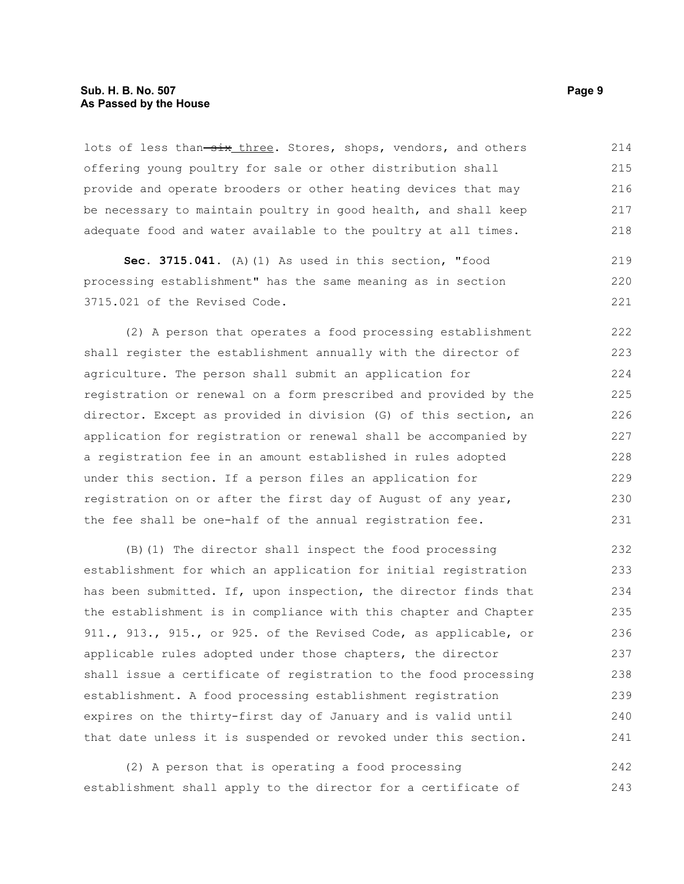lots of less than ~~six~~ three. Stores, shops, vendors, and others offering young poultry for sale or other distribution shall provide and operate brooders or other heating devices that may be necessary to maintain poultry in good health, and shall keep adequate food and water available to the poultry at all times.

**Sec. 3715.041.** (A)(1) As used in this section, "food processing establishment" has the same meaning as in section 3715.021 of the Revised Code.

(2) A person that operates a food processing establishment shall register the establishment annually with the director of agriculture. The person shall submit an application for registration or renewal on a form prescribed and provided by the director. Except as provided in division (G) of this section, an application for registration or renewal shall be accompanied by a registration fee in an amount established in rules adopted under this section. If a person files an application for registration on or after the first day of August of any year, the fee shall be one-half of the annual registration fee.

(B)(1) The director shall inspect the food processing establishment for which an application for initial registration has been submitted. If, upon inspection, the director finds that the establishment is in compliance with this chapter and Chapter 911., 913., 915., or 925. of the Revised Code, as applicable, or applicable rules adopted under those chapters, the director shall issue a certificate of registration to the food processing establishment. A food processing establishment registration expires on the thirty-first day of January and is valid until that date unless it is suspended or revoked under this section.

(2) A person that is operating a food processing establishment shall apply to the director for a certificate of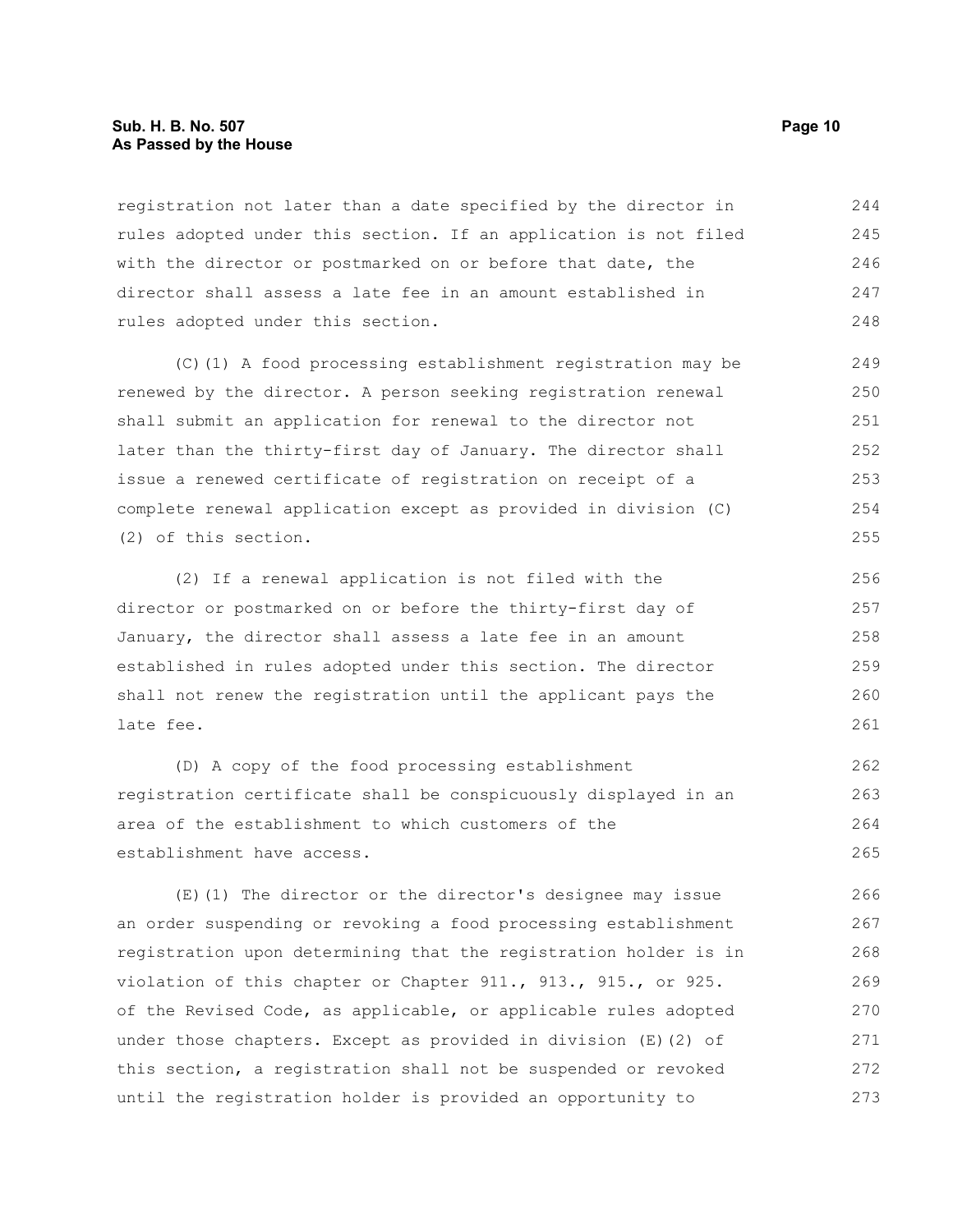registration not later than a date specified by the director in rules adopted under this section. If an application is not filed with the director or postmarked on or before that date, the director shall assess a late fee in an amount established in rules adopted under this section.

(C)(1) A food processing establishment registration may be renewed by the director. A person seeking registration renewal shall submit an application for renewal to the director not later than the thirty-first day of January. The director shall issue a renewed certificate of registration on receipt of a complete renewal application except as provided in division (C)(2) of this section.

(2) If a renewal application is not filed with the director or postmarked on or before the thirty-first day of January, the director shall assess a late fee in an amount established in rules adopted under this section. The director shall not renew the registration until the applicant pays the late fee.

(D) A copy of the food processing establishment registration certificate shall be conspicuously displayed in an area of the establishment to which customers of the establishment have access.

(E)(1) The director or the director's designee may issue an order suspending or revoking a food processing establishment registration upon determining that the registration holder is in violation of this chapter or Chapter 911., 913., 915., or 925. of the Revised Code, as applicable, or applicable rules adopted under those chapters. Except as provided in division (E)(2) of this section, a registration shall not be suspended or revoked until the registration holder is provided an opportunity to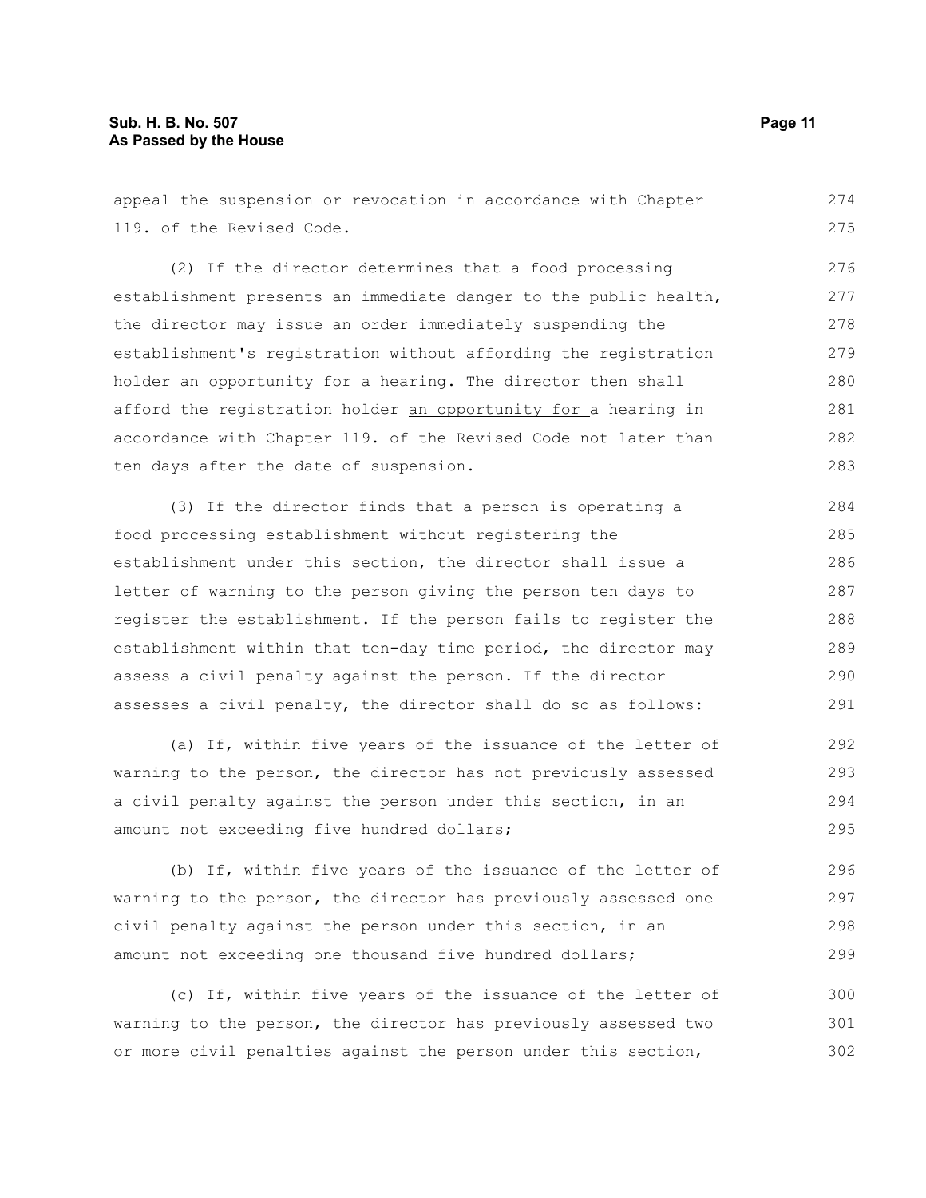appeal the suspension or revocation in accordance with Chapter 119. of the Revised Code.

(2) If the director determines that a food processing establishment presents an immediate danger to the public health, the director may issue an order immediately suspending the establishment's registration without affording the registration holder an opportunity for a hearing. The director then shall afford the registration holder <u>an opportunity for </u>a hearing in accordance with Chapter 119. of the Revised Code not later than ten days after the date of suspension.

(3) If the director finds that a person is operating a food processing establishment without registering the establishment under this section, the director shall issue a letter of warning to the person giving the person ten days to register the establishment. If the person fails to register the establishment within that ten-day time period, the director may assess a civil penalty against the person. If the director assesses a civil penalty, the director shall do so as follows:

(a) If, within five years of the issuance of the letter of warning to the person, the director has not previously assessed a civil penalty against the person under this section, in an amount not exceeding five hundred dollars;

(b) If, within five years of the issuance of the letter of warning to the person, the director has previously assessed one civil penalty against the person under this section, in an amount not exceeding one thousand five hundred dollars;

(c) If, within five years of the issuance of the letter of warning to the person, the director has previously assessed two or more civil penalties against the person under this section,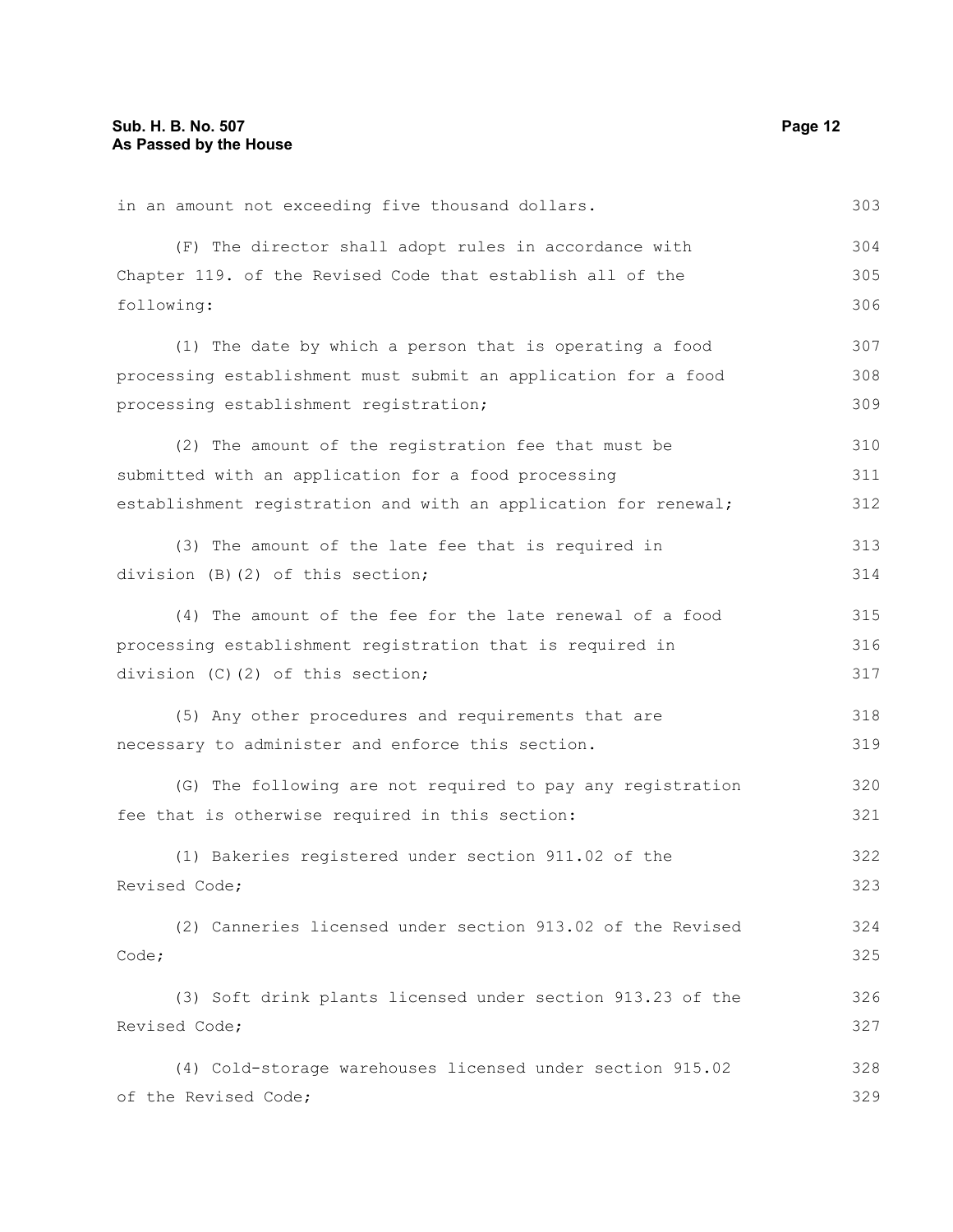in an amount not exceeding five thousand dollars.

(F) The director shall adopt rules in accordance with Chapter 119. of the Revised Code that establish all of the following:

(1) The date by which a person that is operating a food processing establishment must submit an application for a food processing establishment registration;

(2) The amount of the registration fee that must be submitted with an application for a food processing establishment registration and with an application for renewal;

(3) The amount of the late fee that is required in division (B)(2) of this section;

(4) The amount of the fee for the late renewal of a food processing establishment registration that is required in division (C)(2) of this section;

(5) Any other procedures and requirements that are necessary to administer and enforce this section.

(G) The following are not required to pay any registration fee that is otherwise required in this section:

(1) Bakeries registered under section 911.02 of the Revised Code;

(2) Canneries licensed under section 913.02 of the Revised Code;

(3) Soft drink plants licensed under section 913.23 of the Revised Code;

(4) Cold-storage warehouses licensed under section 915.02 of the Revised Code;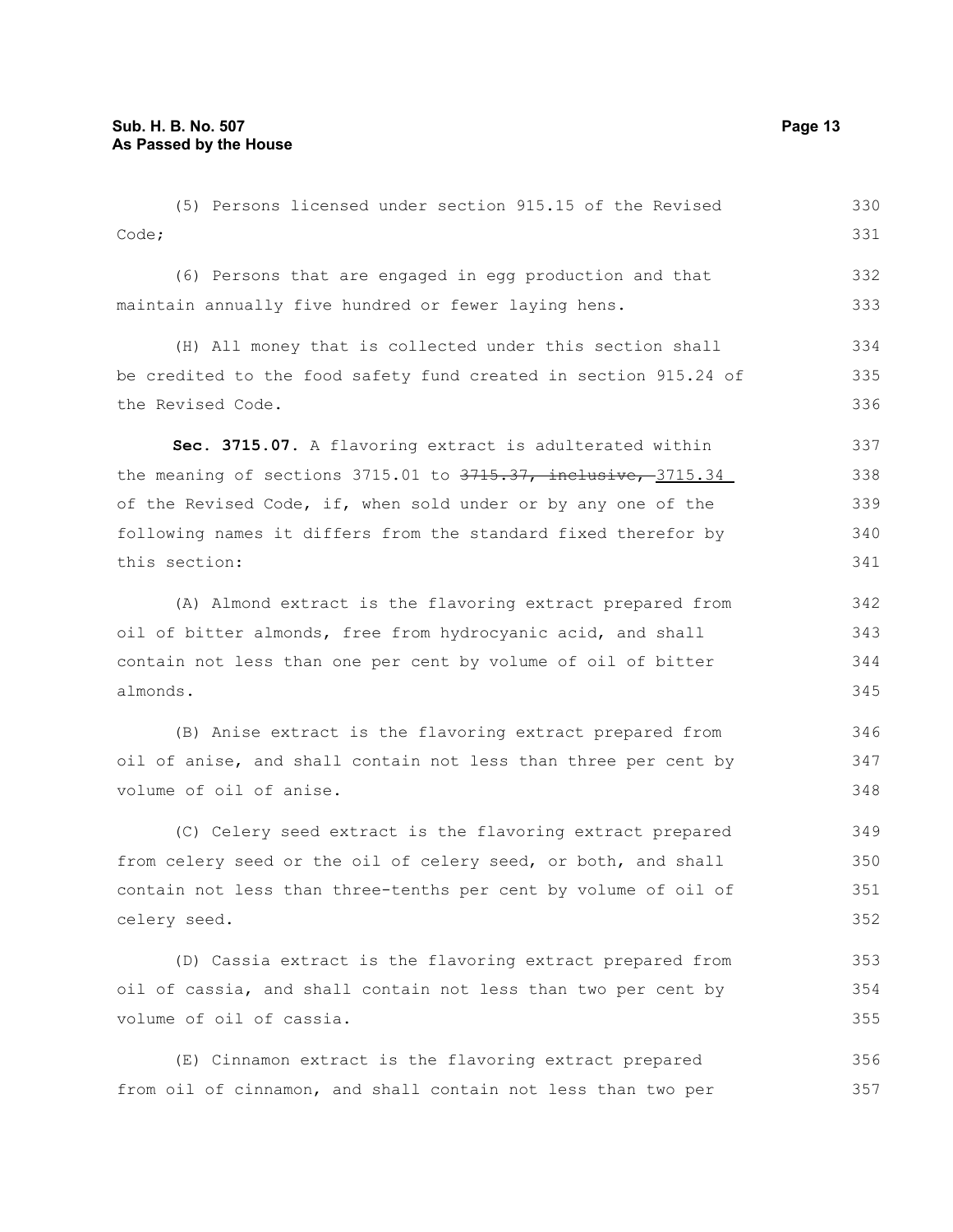(5) Persons licensed under section 915.15 of the Revised Code;

(6) Persons that are engaged in egg production and that maintain annually five hundred or fewer laying hens.

(H) All money that is collected under this section shall be credited to the food safety fund created in section 915.24 of the Revised Code.

**Sec. 3715.07.** A flavoring extract is adulterated within the meaning of sections 3715.01 to ~~3715.37, inclusive,~~ 3715.34 of the Revised Code, if, when sold under or by any one of the following names it differs from the standard fixed therefor by this section:

(A) Almond extract is the flavoring extract prepared from oil of bitter almonds, free from hydrocyanic acid, and shall contain not less than one per cent by volume of oil of bitter almonds.

(B) Anise extract is the flavoring extract prepared from oil of anise, and shall contain not less than three per cent by volume of oil of anise.

(C) Celery seed extract is the flavoring extract prepared from celery seed or the oil of celery seed, or both, and shall contain not less than three-tenths per cent by volume of oil of celery seed.

(D) Cassia extract is the flavoring extract prepared from oil of cassia, and shall contain not less than two per cent by volume of oil of cassia.

(E) Cinnamon extract is the flavoring extract prepared from oil of cinnamon, and shall contain not less than two per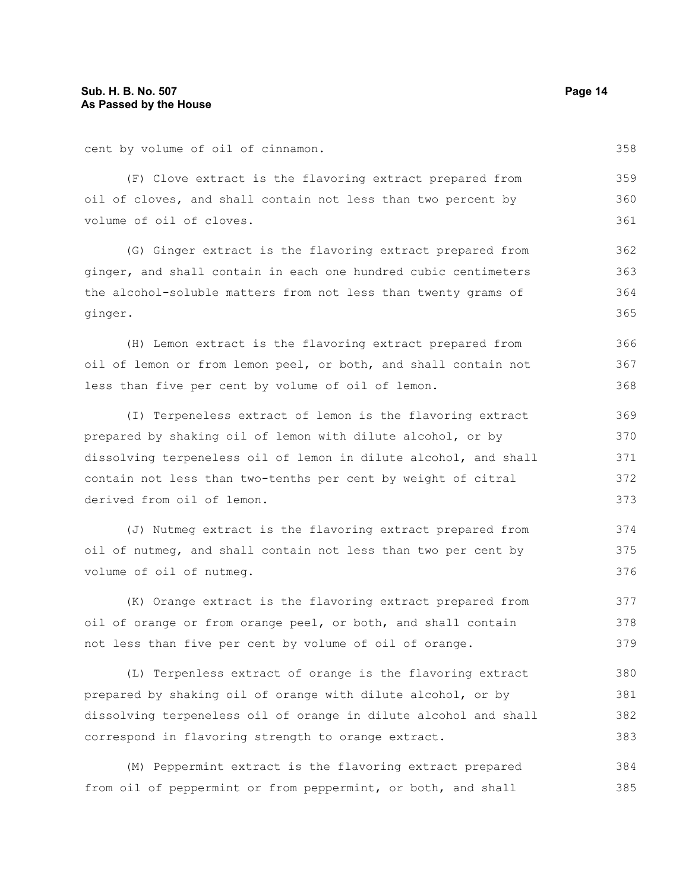cent by volume of oil of cinnamon.

(F) Clove extract is the flavoring extract prepared from oil of cloves, and shall contain not less than two percent by volume of oil of cloves.

(G) Ginger extract is the flavoring extract prepared from ginger, and shall contain in each one hundred cubic centimeters the alcohol-soluble matters from not less than twenty grams of ginger.

(H) Lemon extract is the flavoring extract prepared from oil of lemon or from lemon peel, or both, and shall contain not less than five per cent by volume of oil of lemon.

(I) Terpeneless extract of lemon is the flavoring extract prepared by shaking oil of lemon with dilute alcohol, or by dissolving terpeneless oil of lemon in dilute alcohol, and shall contain not less than two-tenths per cent by weight of citral derived from oil of lemon.

(J) Nutmeg extract is the flavoring extract prepared from oil of nutmeg, and shall contain not less than two per cent by volume of oil of nutmeg.

(K) Orange extract is the flavoring extract prepared from oil of orange or from orange peel, or both, and shall contain not less than five per cent by volume of oil of orange.

(L) Terpenless extract of orange is the flavoring extract prepared by shaking oil of orange with dilute alcohol, or by dissolving terpeneless oil of orange in dilute alcohol and shall correspond in flavoring strength to orange extract.

(M) Peppermint extract is the flavoring extract prepared from oil of peppermint or from peppermint, or both, and shall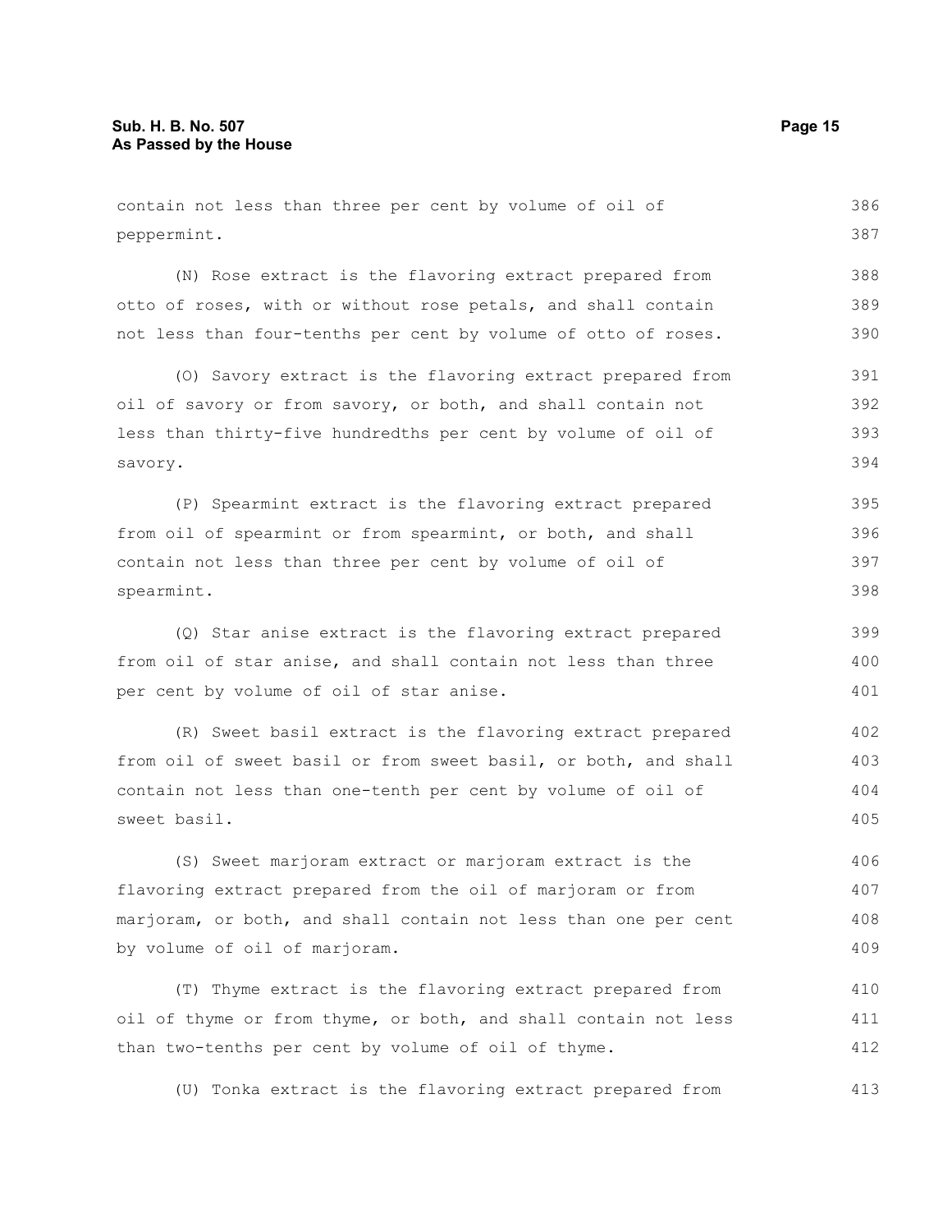contain not less than three per cent by volume of oil of peppermint.

(N) Rose extract is the flavoring extract prepared from otto of roses, with or without rose petals, and shall contain not less than four-tenths per cent by volume of otto of roses.

(O) Savory extract is the flavoring extract prepared from oil of savory or from savory, or both, and shall contain not less than thirty-five hundredths per cent by volume of oil of savory.

(P) Spearmint extract is the flavoring extract prepared from oil of spearmint or from spearmint, or both, and shall contain not less than three per cent by volume of oil of spearmint.

(Q) Star anise extract is the flavoring extract prepared from oil of star anise, and shall contain not less than three per cent by volume of oil of star anise.

(R) Sweet basil extract is the flavoring extract prepared from oil of sweet basil or from sweet basil, or both, and shall contain not less than one-tenth per cent by volume of oil of sweet basil.

(S) Sweet marjoram extract or marjoram extract is the flavoring extract prepared from the oil of marjoram or from marjoram, or both, and shall contain not less than one per cent by volume of oil of marjoram.

(T) Thyme extract is the flavoring extract prepared from oil of thyme or from thyme, or both, and shall contain not less than two-tenths per cent by volume of oil of thyme.

(U) Tonka extract is the flavoring extract prepared from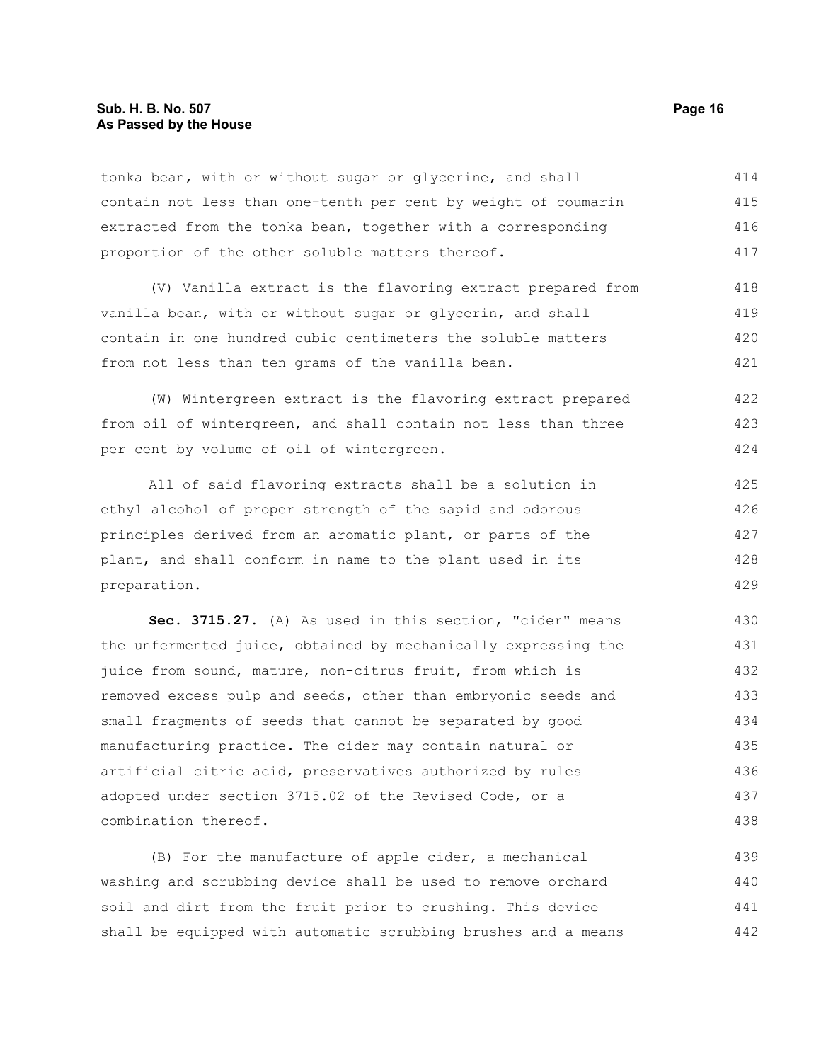tonka bean, with or without sugar or glycerine, and shall contain not less than one-tenth per cent by weight of coumarin extracted from the tonka bean, together with a corresponding proportion of the other soluble matters thereof.

(V) Vanilla extract is the flavoring extract prepared from vanilla bean, with or without sugar or glycerin, and shall contain in one hundred cubic centimeters the soluble matters from not less than ten grams of the vanilla bean.

(W) Wintergreen extract is the flavoring extract prepared from oil of wintergreen, and shall contain not less than three per cent by volume of oil of wintergreen.

All of said flavoring extracts shall be a solution in ethyl alcohol of proper strength of the sapid and odorous principles derived from an aromatic plant, or parts of the plant, and shall conform in name to the plant used in its preparation.

**Sec. 3715.27.** (A) As used in this section, "cider" means the unfermented juice, obtained by mechanically expressing the juice from sound, mature, non-citrus fruit, from which is removed excess pulp and seeds, other than embryonic seeds and small fragments of seeds that cannot be separated by good manufacturing practice. The cider may contain natural or artificial citric acid, preservatives authorized by rules adopted under section 3715.02 of the Revised Code, or a combination thereof.

(B) For the manufacture of apple cider, a mechanical washing and scrubbing device shall be used to remove orchard soil and dirt from the fruit prior to crushing. This device shall be equipped with automatic scrubbing brushes and a means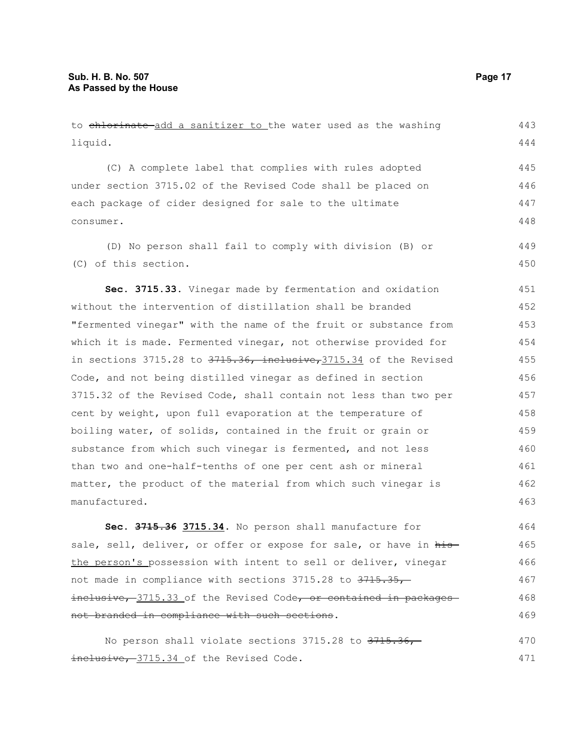to ~~chlorinate~~ add a sanitizer to the water used as the washing liquid.

(C) A complete label that complies with rules adopted under section 3715.02 of the Revised Code shall be placed on each package of cider designed for sale to the ultimate consumer.

(D) No person shall fail to comply with division (B) or (C) of this section.

**Sec. 3715.33.** Vinegar made by fermentation and oxidation without the intervention of distillation shall be branded "fermented vinegar" with the name of the fruit or substance from which it is made. Fermented vinegar, not otherwise provided for in sections 3715.28 to ~~3715.36, inclusive,~~ 3715.34 of the Revised Code, and not being distilled vinegar as defined in section 3715.32 of the Revised Code, shall contain not less than two per cent by weight, upon full evaporation at the temperature of boiling water, of solids, contained in the fruit or grain or substance from which such vinegar is fermented, and not less than two and one-half-tenths of one per cent ash or mineral matter, the product of the material from which such vinegar is manufactured.

**Sec. ~~3715.36~~ 3715.34.** No person shall manufacture for sale, sell, deliver, or offer or expose for sale, or have in ~~his~~ the person's possession with intent to sell or deliver, vinegar not made in compliance with sections 3715.28 to ~~3715.35, inclusive,~~ 3715.33 of the Revised Code~~, or contained in packages not branded in compliance with such sections~~.

No person shall violate sections 3715.28 to ~~3715.36, inclusive,~~ 3715.34 of the Revised Code.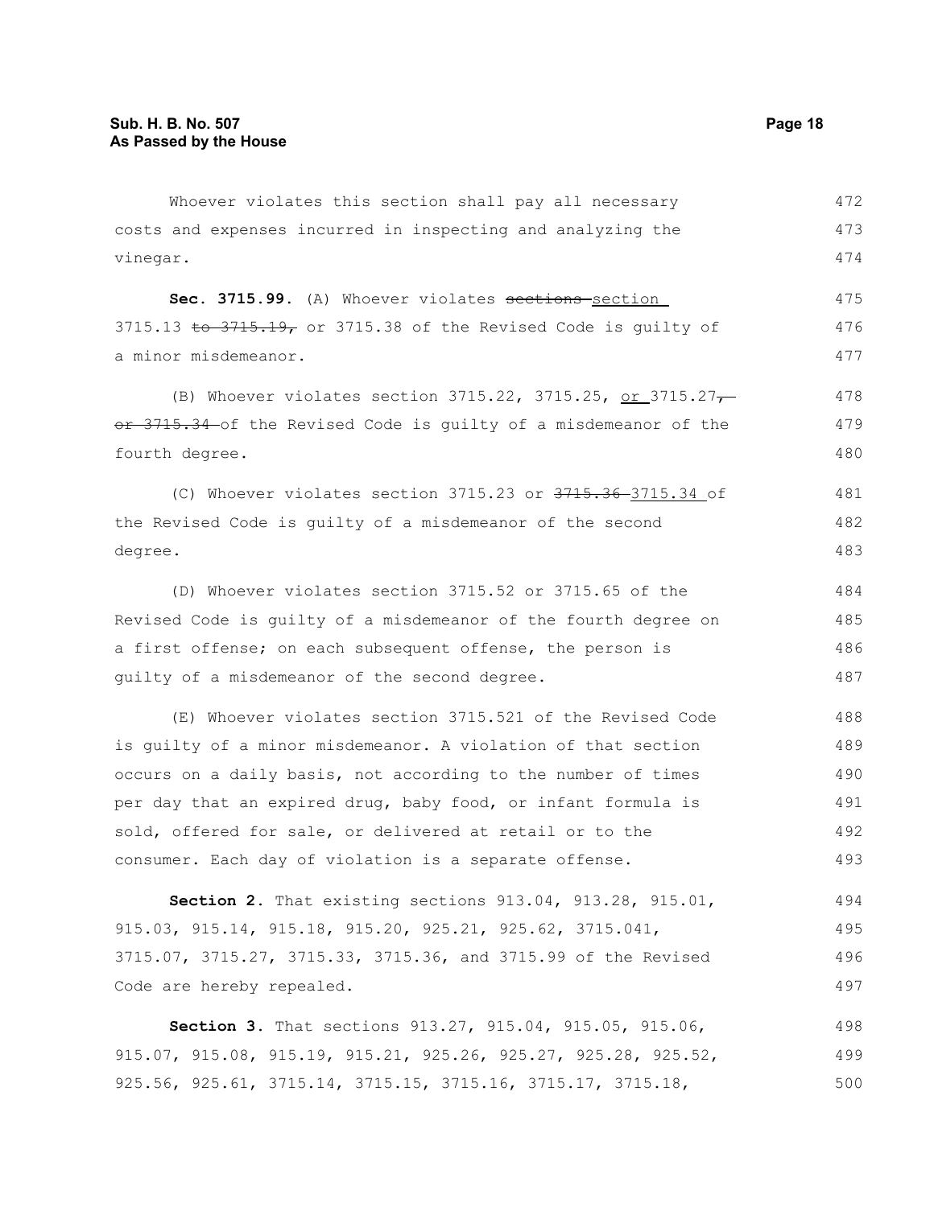Whoever violates this section shall pay all necessary costs and expenses incurred in inspecting and analyzing the vinegar.

**Sec. 3715.99.** (A) Whoever violates ~~sections~~ section 3715.13 ~~to 3715.19,~~ or 3715.38 of the Revised Code is guilty of a minor misdemeanor.

(B) Whoever violates section 3715.22, 3715.25, or 3715.27~~, or 3715.34~~ of the Revised Code is guilty of a misdemeanor of the fourth degree.

(C) Whoever violates section 3715.23 or ~~3715.36~~ 3715.34 of the Revised Code is guilty of a misdemeanor of the second degree.

(D) Whoever violates section 3715.52 or 3715.65 of the Revised Code is guilty of a misdemeanor of the fourth degree on a first offense; on each subsequent offense, the person is guilty of a misdemeanor of the second degree.

(E) Whoever violates section 3715.521 of the Revised Code is guilty of a minor misdemeanor. A violation of that section occurs on a daily basis, not according to the number of times per day that an expired drug, baby food, or infant formula is sold, offered for sale, or delivered at retail or to the consumer. Each day of violation is a separate offense.

**Section 2.** That existing sections 913.04, 913.28, 915.01, 915.03, 915.14, 915.18, 915.20, 925.21, 925.62, 3715.041, 3715.07, 3715.27, 3715.33, 3715.36, and 3715.99 of the Revised Code are hereby repealed.

**Section 3.** That sections 913.27, 915.04, 915.05, 915.06, 915.07, 915.08, 915.19, 915.21, 925.26, 925.27, 925.28, 925.52, 925.56, 925.61, 3715.14, 3715.15, 3715.16, 3715.17, 3715.18,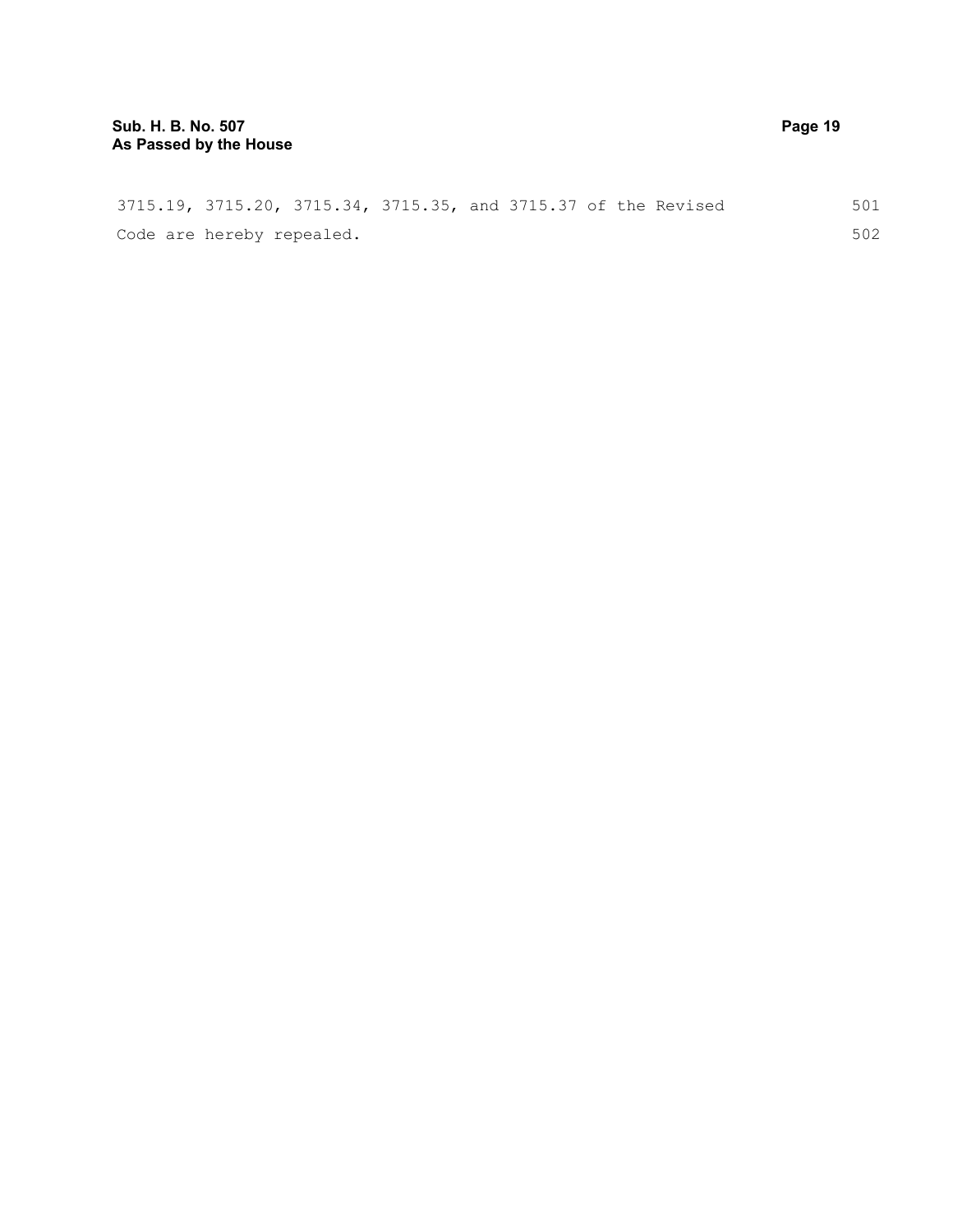3715.19, 3715.20, 3715.34, 3715.35, and 3715.37 of the Revised Code are hereby repealed.